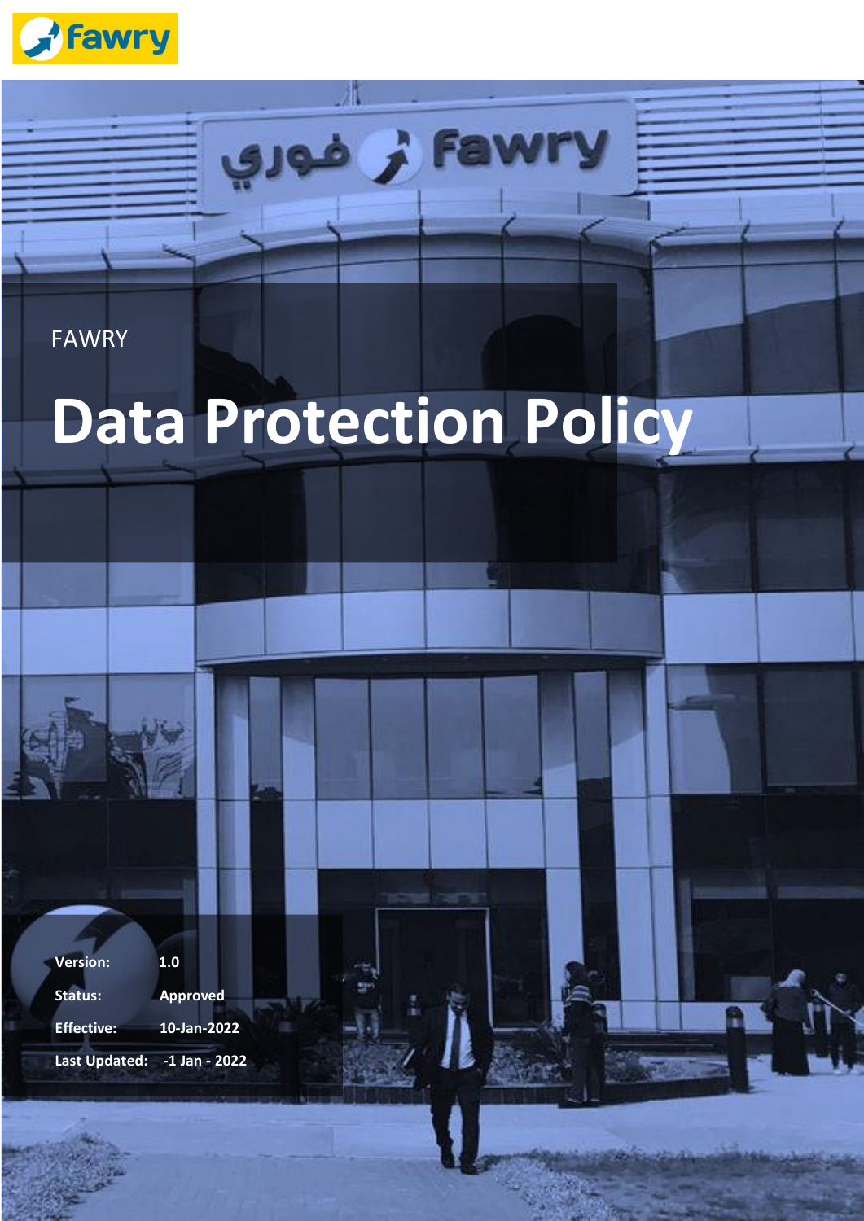FAWRY

# Data Protection Policy

| | |
|---|---|
| **Version:** | **1.0** |
| **Status:** | **Approved** |
| **Effective:** | **10-Jan-2022** |
| **Last Updated:** | **-1 Jan - 2022** |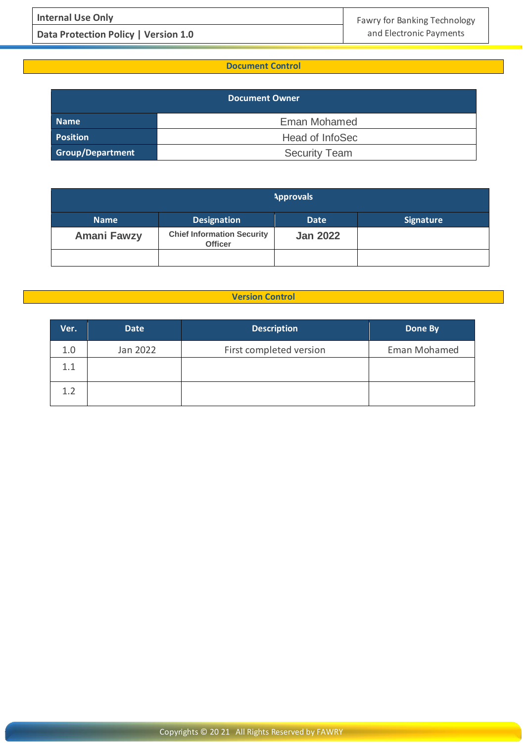## Document Control

| Document Owner | |
|---|---|
| **Name** | Eman Mohamed |
| **Position** | Head of InfoSec |
| **Group/Department** | Security Team |

| Approvals | | | |
|---|---|---|---|
| **Name** | **Designation** | **Date** | **Signature** |
| **Amani Fawzy** | **Chief Information Security Officer** | **Jan 2022** | |
| | | | |

## Version Control

| Ver. | Date | Description | Done By |
|---|---|---|---|
| 1.0 | Jan 2022 | First completed version | Eman Mohamed |
| 1.1 | | | |
| 1.2 | | | |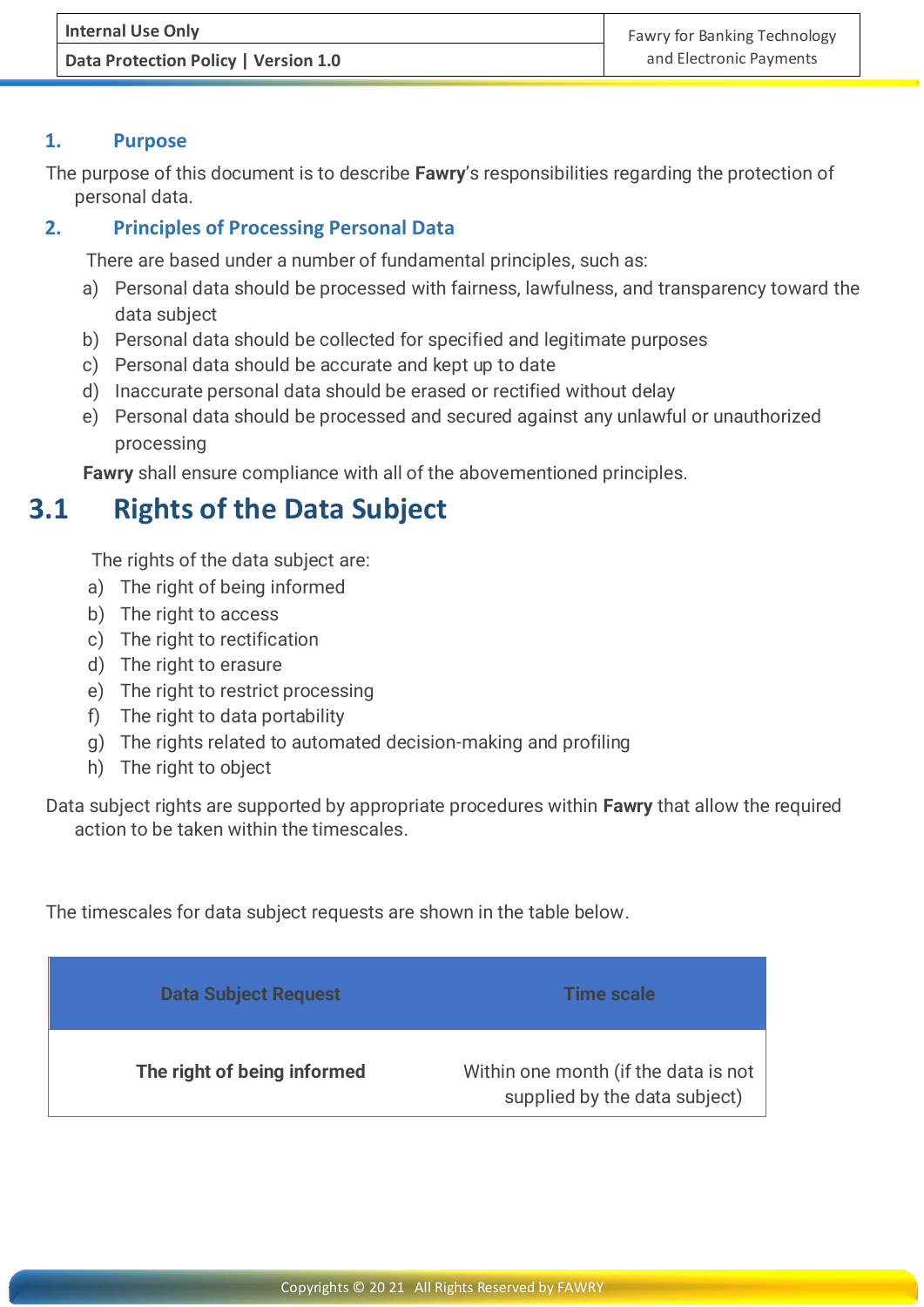## 1. Purpose

The purpose of this document is to describe **Fawry**'s responsibilities regarding the protection of personal data.

## 2. Principles of Processing Personal Data

There are based under a number of fundamental principles, such as:

a) Personal data should be processed with fairness, lawfulness, and transparency toward the data subject
b) Personal data should be collected for specified and legitimate purposes
c) Personal data should be accurate and kept up to date
d) Inaccurate personal data should be erased or rectified without delay
e) Personal data should be processed and secured against any unlawful or unauthorized processing

**Fawry** shall ensure compliance with all of the abovementioned principles.

# 3.1 Rights of the Data Subject

The rights of the data subject are:

a) The right of being informed
b) The right to access
c) The right to rectification
d) The right to erasure
e) The right to restrict processing
f) The right to data portability
g) The rights related to automated decision-making and profiling
h) The right to object

Data subject rights are supported by appropriate procedures within **Fawry** that allow the required action to be taken within the timescales.

The timescales for data subject requests are shown in the table below.

| Data Subject Request | Time scale |
|---|---|
| **The right of being informed** | Within one month (if the data is not supplied by the data subject) |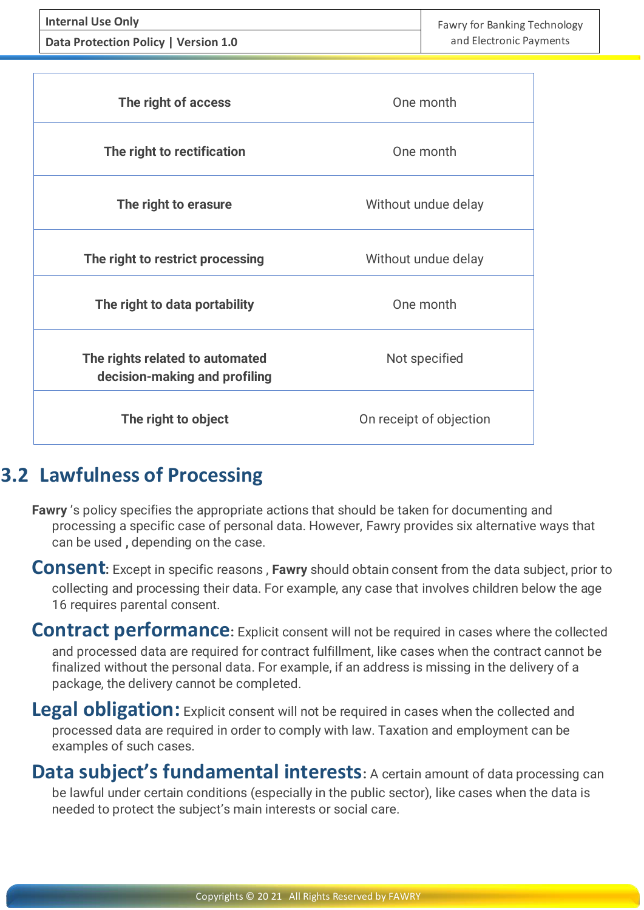| The right of access | One month |
| --- | --- |
| The right to rectification | One month |
| The right to erasure | Without undue delay |
| The right to restrict processing | Without undue delay |
| The right to data portability | One month |
| The rights related to automated decision-making and profiling | Not specified |
| The right to object | On receipt of objection |

## 3.2 Lawfulness of Processing

**Fawry** 's policy specifies the appropriate actions that should be taken for documenting and processing a specific case of personal data. However, Fawry provides six alternative ways that can be used **,** depending on the case.

**Consent**: Except in specific reasons , **Fawry** should obtain consent from the data subject, prior to collecting and processing their data. For example, any case that involves children below the age 16 requires parental consent.

**Contract performance**: Explicit consent will not be required in cases where the collected and processed data are required for contract fulfillment, like cases when the contract cannot be finalized without the personal data. For example, if an address is missing in the delivery of a package, the delivery cannot be completed.

**Legal obligation:** Explicit consent will not be required in cases when the collected and processed data are required in order to comply with law. Taxation and employment can be examples of such cases.

**Data subject's fundamental interests**: A certain amount of data processing can be lawful under certain conditions (especially in the public sector), like cases when the data is needed to protect the subject's main interests or social care.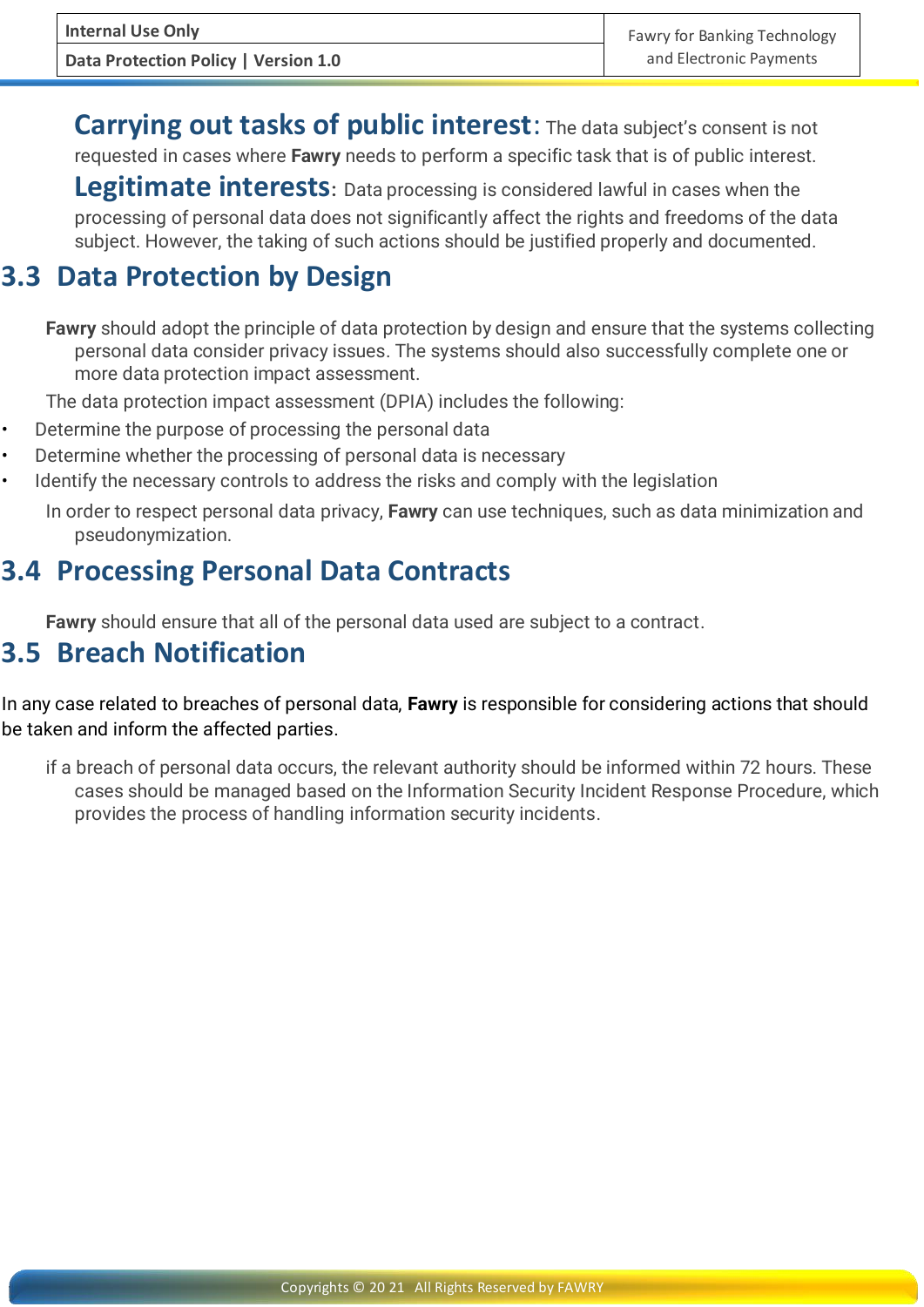**Carrying out tasks of public interest**: The data subject's consent is not requested in cases where **Fawry** needs to perform a specific task that is of public interest.

**Legitimate interests**: Data processing is considered lawful in cases when the processing of personal data does not significantly affect the rights and freedoms of the data subject. However, the taking of such actions should be justified properly and documented.

## 3.3 Data Protection by Design

**Fawry** should adopt the principle of data protection by design and ensure that the systems collecting personal data consider privacy issues. The systems should also successfully complete one or more data protection impact assessment.

The data protection impact assessment (DPIA) includes the following:

- Determine the purpose of processing the personal data
- Determine whether the processing of personal data is necessary
- Identify the necessary controls to address the risks and comply with the legislation

In order to respect personal data privacy, **Fawry** can use techniques, such as data minimization and pseudonymization.

## 3.4 Processing Personal Data Contracts

**Fawry** should ensure that all of the personal data used are subject to a contract.

## 3.5 Breach Notification

In any case related to breaches of personal data, **Fawry** is responsible for considering actions that should be taken and inform the affected parties.

if a breach of personal data occurs, the relevant authority should be informed within 72 hours. These cases should be managed based on the Information Security Incident Response Procedure, which provides the process of handling information security incidents.